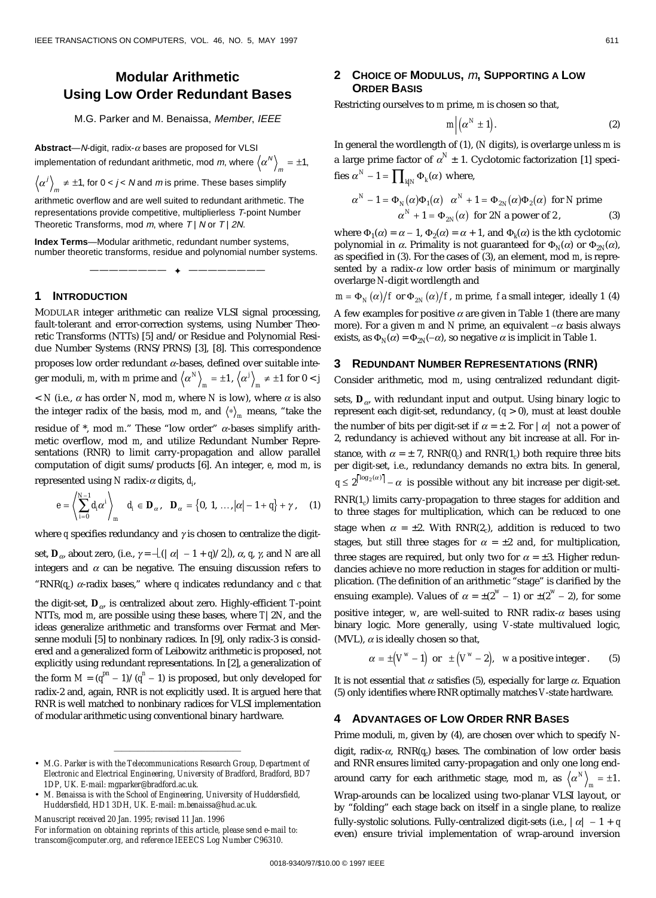# Modular Arithmetic Using Low Order Redundant Bases

M.G. Parker and M. Benaissa, *Member*, *IEEE*

**Abstract**—*N*-digit, radix-$\alpha$ bases are proposed for VLSI implementation of redundant arithmetic, mod *m*, where $\langle \alpha^N \rangle_m = \pm 1$, $\langle \alpha^j \rangle_m \neq \pm 1$, for $0 < j < N$ and *m* is prime. These bases simplify arithmetic overflow and are well suited to redundant arithmetic. The representations provide competitive, multiplierless *T*-point Number Theoretic Transforms, mod *m*, where $T \mid N$ or $T \mid 2N$.

**Index Terms**—Modular arithmetic, redundant number systems, number theoretic transforms, residue and polynomial number systems.

## 1 Introduction

MODULAR integer arithmetic can realize VLSI signal processing, fault-tolerant and error-correction systems, using Number Theoretic Transforms (NTTs) [5] and/or Residue and Polynomial Residue Number Systems (RNS/PRNS) [3], [8]. This correspondence proposes low order redundant $\alpha$-bases, defined over suitable integer moduli, *m*, with *m* prime and $\langle \alpha^N \rangle_m = \pm 1$, $\langle \alpha^j \rangle_m \neq \pm 1$ for $0 < j < N$ (i.e., $\alpha$ has order *N*, mod *m*, where *N* is low), where $\alpha$ is also the integer radix of the basis, mod *m*, and $\langle * \rangle_m$ means, "take the residue of *, mod *m*." These "low order" $\alpha$-bases simplify arithmetic overflow, mod *m*, and utilize Redundant Number Representations (RNR) to limit carry-propagation and allow parallel computation of digit sums/products [6]. An integer, *e*, mod *m*, is represented using *N* radix-$\alpha$ digits, $d_i$,

$$e = \left\langle \sum_{i=0}^{N-1} d_i \alpha^i \right\rangle_m \quad d_i \in \mathbf{D}_\alpha, \quad \mathbf{D}_\alpha = \{0, 1, \ldots, |\alpha| - 1 + q\} + \gamma, \tag{1}$$

where *q* specifies redundancy and $\gamma$ is chosen to centralize the digit-set, $\mathbf{D}_\alpha$, about zero, (i.e., $\gamma = -\lfloor (|\alpha| - 1 + q)/2 \rfloor$), $\alpha$, *q*, $\gamma$, and *N* are all integers and $\alpha$ can be negative. The ensuing discussion refers to "RNR($q_c$) $\alpha$-radix bases," where *q* indicates redundancy and *c* that the digit-set, $\mathbf{D}_\alpha$, is centralized about zero. Highly-efficient *T*-point NTTs, mod *m*, are possible using these bases, where $T \mid 2N$, and the ideas generalize arithmetic and transforms over Fermat and Mersenne moduli [5] to nonbinary radices. In [9], only radix-3 is considered and a generalized form of Leibowitz arithmetic is proposed, not explicitly using redundant representations. In [2], a generalization of the form $M = (q^{pn} - 1)/(q^n - 1)$ is proposed, but only developed for radix-2 and, again, RNR is not explicitly used. It is argued here that RNR is well matched to nonbinary radices for VLSI implementation of modular arithmetic using conventional binary hardware.

---

- M.G. Parker is with the Telecommunications Research Group, Department of Electronic and Electrical Engineering, University of Bradford, Bradford, BD7 1DP, UK. E-mail: mgparker@bradford.ac.uk.
- M. Benaissa is with the School of Engineering, University of Huddersfield, Huddersfield, HD1 3DH, UK. E-mail: m.benaissa@hud.ac.uk.

*Manuscript received 20 Jan. 1995; revised 11 Jan. 1996*
*For information on obtaining reprints of this article, please send e-mail to: transcom@computer.org, and reference IEEECS Log Number C96310.*

## 2 Choice of Modulus, *m*, Supporting a Low Order Basis

Restricting ourselves to *m* prime, *m* is chosen so that,

$$m \mid (\alpha^N \pm 1). \tag{2}$$

In general the wordlength of (1), (*N* digits), is overlarge unless *m* is a large prime factor of $\alpha^N \pm 1$. Cyclotomic factorization [1] specifies $\alpha^N - 1 = \prod_{k \mid N} \Phi_k(\alpha)$ where,

$$\alpha^N - 1 = \Phi_N(\alpha)\Phi_1(\alpha) \quad \alpha^N + 1 = \Phi_{2N}(\alpha)\Phi_2(\alpha) \text{ for } N \text{ prime}$$
$$\alpha^N + 1 = \Phi_{2N}(\alpha) \text{ for } 2N \text{ a power of } 2, \tag{3}$$

where $\Phi_1(\alpha) = \alpha - 1$, $\Phi_2(\alpha) = \alpha + 1$, and $\Phi_k(\alpha)$ is the *k*th cyclotomic polynomial in $\alpha$. Primality is not guaranteed for $\Phi_N(\alpha)$ or $\Phi_{2N}(\alpha)$, as specified in (3). For the cases of (3), an element, mod *m*, is represented by a radix-$\alpha$ low order basis of minimum or marginally overlarge *N*-digit wordlength and

$$m = \Phi_N(\alpha)/f \text{ or } \Phi_{2N}(\alpha)/f, \ m \text{ prime}, \ f \text{ a small integer, ideally 1} \tag{4}$$

A few examples for positive $\alpha$ are given in Table 1 (there are many more). For a given *m* and *N* prime, an equivalent $-\alpha$ basis always exists, as $\Phi_N(\alpha) = \Phi_{2N}(-\alpha)$, so negative $\alpha$ is implicit in Table 1.

## 3 Redundant Number Representations (RNR)

Consider arithmetic, mod *m*, using centralized redundant digit-sets, $\mathbf{D}_\alpha$, with redundant input and output. Using binary logic to represent each digit-set, redundancy, ($q > 0$), must at least double the number of bits per digit-set if $\alpha = \pm 2$. For $|\alpha|$ not a power of 2, redundancy is achieved without any bit increase at all. For instance, with $\alpha = \pm 7$, RNR($0_c$) and RNR($1_c$) both require three bits per digit-set, i.e., redundancy demands no extra bits. In general, $q \leq 2^{\lceil \log_2(\alpha) \rceil} - \alpha$ is possible without any bit increase per digit-set. RNR($1_c$) limits carry-propagation to three stages for addition and to three stages for multiplication, which can be reduced to one stage when $\alpha = \pm 2$. With RNR($2_c$), addition is reduced to two stages, but still three stages for $\alpha = \pm 2$ and, for multiplication, three stages are required, but only two for $\alpha = \pm 3$. Higher redundancies achieve no more reduction in stages for addition or multiplication. (The definition of an arithmetic "stage" is clarified by the ensuing example). Values of $\alpha = \pm(2^w - 1)$ or $\pm(2^w - 2)$, for some positive integer, *w*, are well-suited to RNR radix-$\alpha$ bases using binary logic. More generally, using *V*-state multivalued logic, (MVL), $\alpha$ is ideally chosen so that,

$$\alpha = \pm(V^w - 1) \text{ or } \pm(V^w - 2), \quad w \text{ a positive integer}. \tag{5}$$

It is not essential that $\alpha$ satisfies (5), especially for large $\alpha$. Equation (5) only identifies where RNR optimally matches *V*-state hardware.

## 4 Advantages of Low Order RNR Bases

Prime moduli, *m*, given by (4), are chosen over which to specify *N*-digit, radix-$\alpha$, RNR($q_c$) bases. The combination of low order basis and RNR ensures limited carry-propagation and only one long end-around carry for each arithmetic stage, mod *m*, as $\langle \alpha^N \rangle_m = \pm 1$. Wrap-arounds can be localized using two-planar VLSI layout, or by "folding" each stage back on itself in a single plane, to realize fully-systolic solutions. Fully-centralized digit-sets (i.e., $|\alpha| - 1 + q$ even) ensure trivial implementation of wrap-around inversion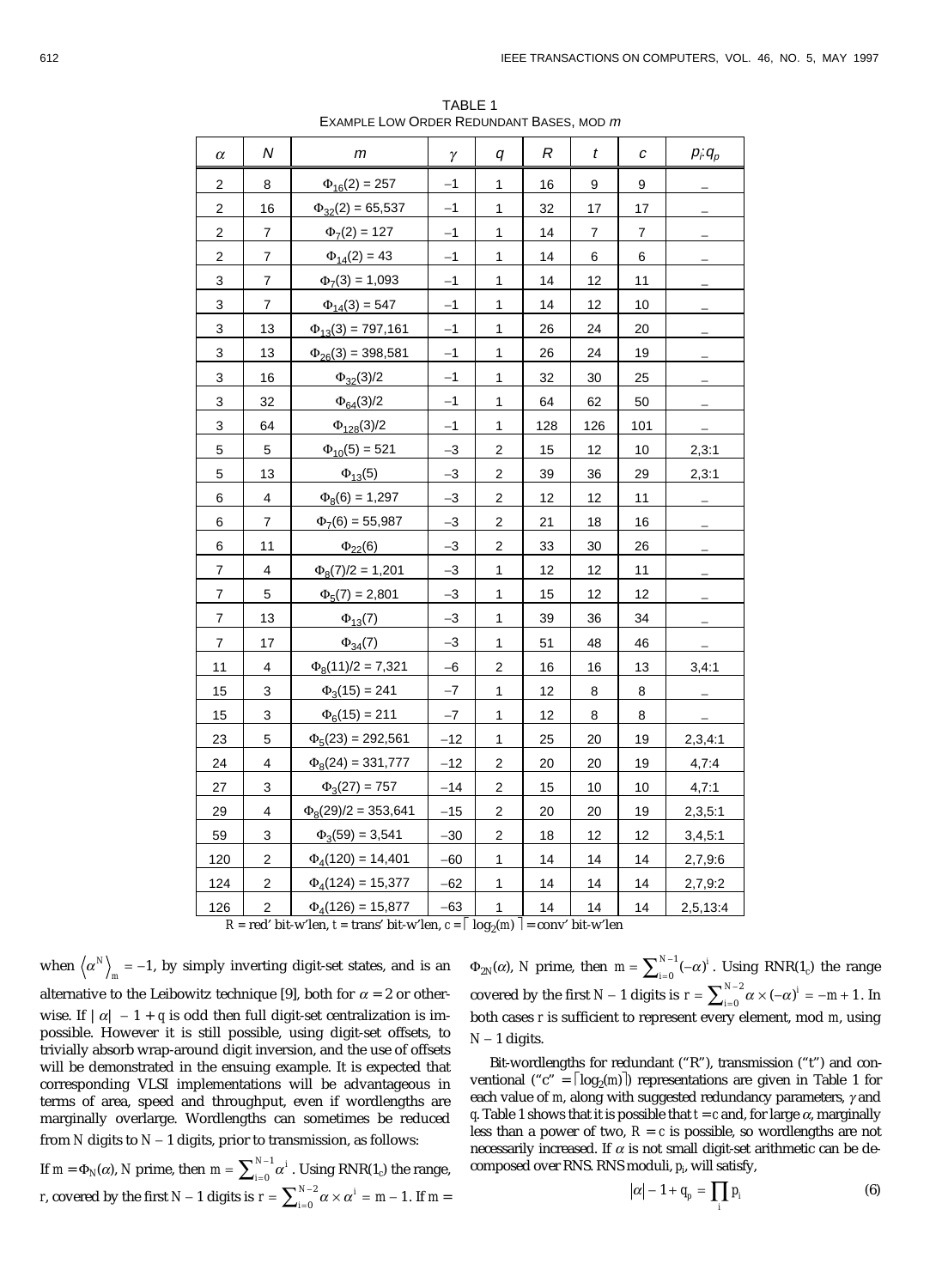TABLE 1
EXAMPLE LOW ORDER REDUNDANT BASES, MOD $m$

| $\alpha$ | $N$ | $m$ | $\gamma$ | $q$ | $R$ | $t$ | $c$ | $p_i$:$q_p$ |
|---|---|---|---|---|---|---|---|---|
| 2 | 8 | $\Phi_{16}(2) = 257$ | –1 | 1 | 16 | 9 | 9 | _ |
| 2 | 16 | $\Phi_{32}(2) = 65{,}537$ | –1 | 1 | 32 | 17 | 17 | _ |
| 2 | 7 | $\Phi_{7}(2) = 127$ | –1 | 1 | 14 | 7 | 7 | _ |
| 2 | 7 | $\Phi_{14}(2) = 43$ | –1 | 1 | 14 | 6 | 6 | _ |
| 3 | 7 | $\Phi_{7}(3) = 1{,}093$ | –1 | 1 | 14 | 12 | 11 | _ |
| 3 | 7 | $\Phi_{14}(3) = 547$ | –1 | 1 | 14 | 12 | 10 | _ |
| 3 | 13 | $\Phi_{13}(3) = 797{,}161$ | –1 | 1 | 26 | 24 | 20 | _ |
| 3 | 13 | $\Phi_{26}(3) = 398{,}581$ | –1 | 1 | 26 | 24 | 19 | _ |
| 3 | 16 | $\Phi_{32}(3)/2$ | –1 | 1 | 32 | 30 | 25 | _ |
| 3 | 32 | $\Phi_{64}(3)/2$ | –1 | 1 | 64 | 62 | 50 | _ |
| 3 | 64 | $\Phi_{128}(3)/2$ | –1 | 1 | 128 | 126 | 101 | _ |
| 5 | 5 | $\Phi_{10}(5) = 521$ | –3 | 2 | 15 | 12 | 10 | 2,3:1 |
| 5 | 13 | $\Phi_{13}(5)$ | –3 | 2 | 39 | 36 | 29 | 2,3:1 |
| 6 | 4 | $\Phi_{8}(6) = 1{,}297$ | –3 | 2 | 12 | 12 | 11 | _ |
| 6 | 7 | $\Phi_{7}(6) = 55{,}987$ | –3 | 2 | 21 | 18 | 16 | _ |
| 6 | 11 | $\Phi_{22}(6)$ | –3 | 2 | 33 | 30 | 26 | _ |
| 7 | 4 | $\Phi_{8}(7)/2 = 1{,}201$ | –3 | 1 | 12 | 12 | 11 | _ |
| 7 | 5 | $\Phi_{5}(7) = 2{,}801$ | –3 | 1 | 15 | 12 | 12 | _ |
| 7 | 13 | $\Phi_{13}(7)$ | –3 | 1 | 39 | 36 | 34 | _ |
| 7 | 17 | $\Phi_{34}(7)$ | –3 | 1 | 51 | 48 | 46 | _ |
| 11 | 4 | $\Phi_{8}(11)/2 = 7{,}321$ | –6 | 2 | 16 | 16 | 13 | 3,4:1 |
| 15 | 3 | $\Phi_{3}(15) = 241$ | –7 | 1 | 12 | 8 | 8 | _ |
| 15 | 3 | $\Phi_{6}(15) = 211$ | –7 | 1 | 12 | 8 | 8 | _ |
| 23 | 5 | $\Phi_{5}(23) = 292{,}561$ | –12 | 1 | 25 | 20 | 19 | 2,3,4:1 |
| 24 | 4 | $\Phi_{8}(24) = 331{,}777$ | –12 | 2 | 20 | 20 | 19 | 4,7:4 |
| 27 | 3 | $\Phi_{3}(27) = 757$ | –14 | 2 | 15 | 10 | 10 | 4,7:1 |
| 29 | 4 | $\Phi_{8}(29)/2 = 353{,}641$ | –15 | 2 | 20 | 20 | 19 | 2,3,5:1 |
| 59 | 3 | $\Phi_{3}(59) = 3{,}541$ | –30 | 2 | 18 | 12 | 12 | 3,4,5:1 |
| 120 | 2 | $\Phi_{4}(120) = 14{,}401$ | –60 | 1 | 14 | 14 | 14 | 2,7,9:6 |
| 124 | 2 | $\Phi_{4}(124) = 15{,}377$ | –62 | 1 | 14 | 14 | 14 | 2,7,9:2 |
| 126 | 2 | $\Phi_{4}(126) = 15{,}877$ | –63 | 1 | 14 | 14 | 14 | 2,5,13:4 |

$R$ = red' bit-w'len, $t$ = trans' bit-w'len, $c = \lceil \log_2(m) \rceil$ = conv' bit-w'len

when $\langle \alpha^N \rangle_m = -1$, by simply inverting digit-set states, and is an alternative to the Leibowitz technique [9], both for $\alpha = 2$ or otherwise. If $|\alpha| - 1 + q$ is odd then full digit-set centralization is impossible. However it is still possible, using digit-set offsets, to trivially absorb wrap-around digit inversion, and the use of offsets will be demonstrated in the ensuing example. It is expected that corresponding VLSI implementations will be advantageous in terms of area, speed and throughput, even if wordlengths are marginally overlarge. Wordlengths can sometimes be reduced from $N$ digits to $N - 1$ digits, prior to transmission, as follows:

If $m = \Phi_N(\alpha)$, $N$ prime, then $m = \sum_{i=0}^{N-1} \alpha^i$. Using RNR($1_c$) the range, $r$, covered by the first $N - 1$ digits is $r = \sum_{i=0}^{N-2} \alpha \times \alpha^i = m - 1$. If $m = \Phi_{2N}(\alpha)$, $N$ prime, then $m = \sum_{i=0}^{N-1} (-\alpha)^i$. Using RNR($1_c$) the range covered by the first $N - 1$ digits is $r = \sum_{i=0}^{N-2} \alpha \times (-\alpha)^i = -m + 1$. In both cases $r$ is sufficient to represent every element, mod $m$, using $N - 1$ digits.

Bit-wordlengths for redundant ("R"), transmission ("t") and conventional ("c" $= \lceil \log_2(m) \rceil$) representations are given in Table 1 for each value of $m$, along with suggested redundancy parameters, $\gamma$ and $q$. Table 1 shows that it is possible that $t = c$ and, for large $\alpha$, marginally less than a power of two, $R = c$ is possible, so wordlengths are not necessarily increased. If $\alpha$ is not small digit-set arithmetic can be decomposed over RNS. RNS moduli, $p_i$, will satisfy,

$$|\alpha| - 1 + q_p = \prod_i p_i \tag{6}$$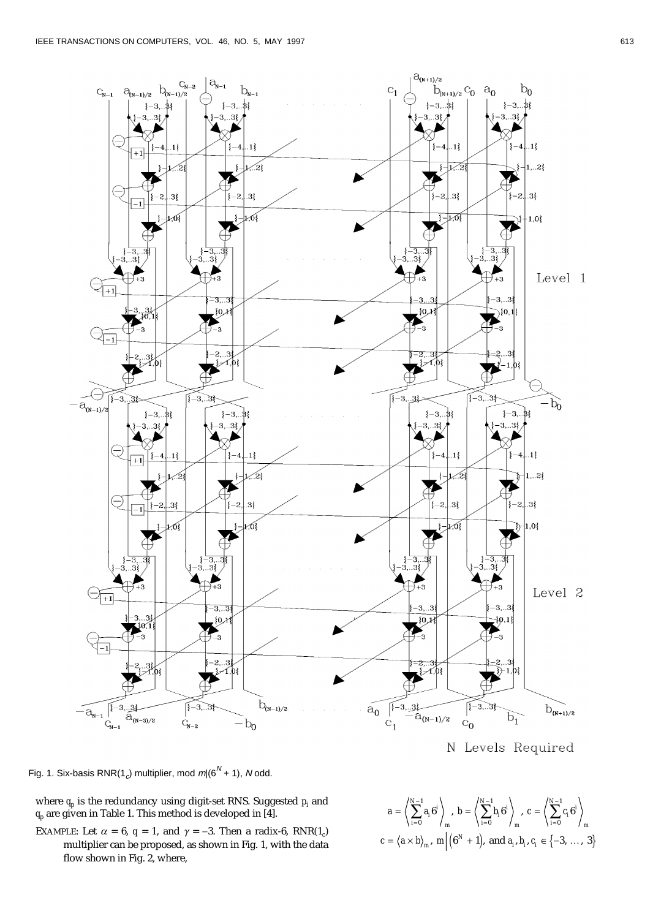Fig. 1. Six-basis RNR($1_c$) multiplier, mod $m|(6^N + 1)$, $N$ odd.

where $q_p$ is the redundancy using digit-set RNS. Suggested $p_i$ and $q_p$ are given in Table 1. This method is developed in [4].

EXAMPLE: Let $\alpha = 6$, $q = 1$, and $\gamma = -3$. Then a radix-6, RNR($1_c$) multiplier can be proposed, as shown in Fig. 1, with the data flow shown in Fig. 2, where,

$$a = \left\langle \sum_{i=0}^{N-1} a_i 6^i \right\rangle_m,\ b = \left\langle \sum_{i=0}^{N-1} b_i 6^i \right\rangle_m,\ c = \left\langle \sum_{i=0}^{N-1} c_i 6^i \right\rangle_m$$

$$c = \langle a \times b \rangle_m,\ m \left| \left(6^N + 1\right) \right.,\ \text{and } a_i, b_i, c_i \in \{-3, \ldots, 3\}$$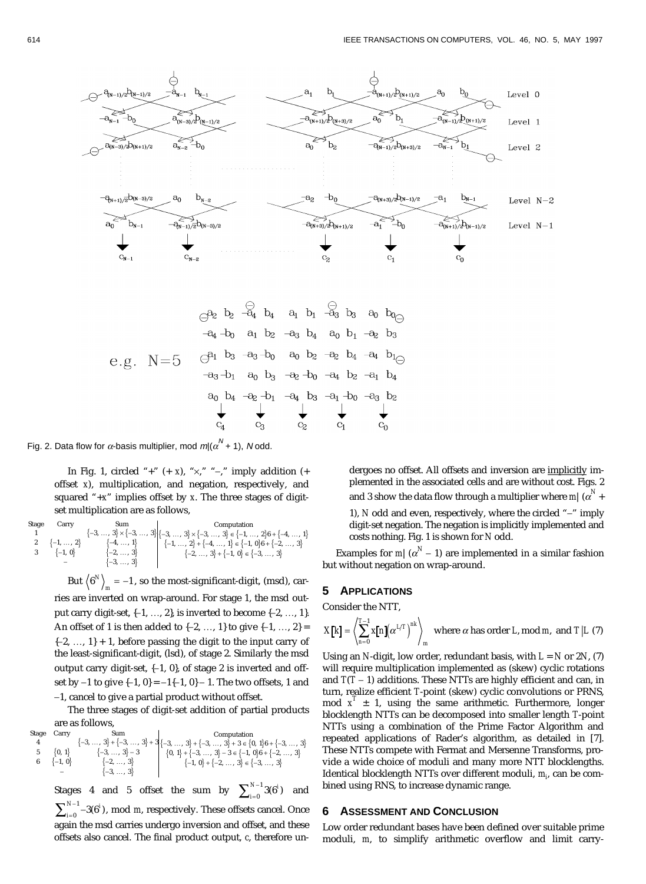Fig. 2. Data flow for $\alpha$-basis multiplier, mod $m|(\alpha^N + 1)$, $N$ odd.

In Fig. 1, circled "+" (+ $x$), "×," "–," imply addition (+ offset $x$), multiplication, and negation, respectively, and squared "+$x$" implies offset by $x$. The three stages of digit-set multiplication are as follows,

| Stage | Carry | Sum | Computation |
|---|---|---|---|
| 1 | | $\{-3, \ldots, 3\} \times \{-3, \ldots, 3\}$ | $\{-3, \ldots, 3\} \times \{-3, \ldots, 3\} \in \{-1, \ldots, 2\}6 + \{-4, \ldots, 1\}$ |
| 2 | $\{-1, \ldots, 2\}$ | $\{-4, \ldots, 1\}$ | $\{-1, \ldots, 2\} + \{-4, \ldots, 1\} \in \{-1, 0\}6 + \{-2, \ldots, 3\}$ |
| 3 | $\{-1, 0\}$ | $\{-2, \ldots, 3\}$ | $\{-2, \ldots, 3\} + \{-1, 0\} \in \{-3, \ldots, 3\}$ |
| | – | $\{-3, \ldots, 3\}$ | |

But $\left\langle 6^N \right\rangle_m = -1$, so the most-significant-digit, (msd), carries are inverted on wrap-around. For stage 1, the msd output carry digit-set, $\{-1, \ldots, 2\}$, is inverted to become $\{-2, \ldots, 1\}$. An offset of 1 is then added to $\{-2, \ldots, 1\}$ to give $\{-1, \ldots, 2\} = \{-2, \ldots, 1\} + 1$, before passing the digit to the input carry of the least-significant-digit, (lsd), of stage 2. Similarly the msd output carry digit-set, $\{-1, 0\}$, of stage 2 is inverted and offset by –1 to give $\{-1, 0\} = -1\{-1, 0\} - 1$. The two offsets, 1 and –1, cancel to give a partial product without offset.

The three stages of digit-set addition of partial products are as follows,

| Stage | Carry | Sum | Computation |
|---|---|---|---|
| 4 | | $\{-3, \ldots, 3\} + \{-3, \ldots, 3\} + 3$ | $\{-3, \ldots, 3\} + \{-3, \ldots, 3\} + 3 \in \{0, 1\}6 + \{-3, \ldots, 3\}$ |
| 5 | $\{0, 1\}$ | $\{-3, \ldots, 3\} - 3$ | $\{0, 1\} + \{-3, \ldots, 3\} - 3 \in \{-1, 0\}6 + \{-2, \ldots, 3\}$ |
| 6 | $\{-1, 0\}$ | $\{-2, \ldots, 3\}$ | $\{-1, 0\} + \{-2, \ldots, 3\} \in \{-3, \ldots, 3\}$ |
| | – | $\{-3, \ldots, 3\}$ | |

Stages 4 and 5 offset the sum by $\sum_{i=0}^{N-1} 3(6^i)$ and $\sum_{i=0}^{N-1} -3(6^i)$, mod $m$, respectively. These offsets cancel. Once again the msd carries undergo inversion and offset, and these offsets also cancel. The final product output, $c$, therefore undergoes no offset. All offsets and inversion are implicitly implemented in the associated cells and are without cost. Figs. 2 and 3 show the data flow through a multiplier where $m|(\alpha^N + 1)$, $N$ odd and even, respectively, where the circled "–" imply digit-set negation. The negation is implicitly implemented and costs nothing. Fig. 1 is shown for $N$ odd.

Examples for $m|(\alpha^N - 1)$ are implemented in a similar fashion but without negation on wrap-around.

## 5 Applications

Consider the NTT,

$$X[k] = \left\langle \sum_{n=0}^{T-1} x[n]\left(\alpha^{L/T}\right)^{nk} \right\rangle_m \quad \text{where } \alpha \text{ has order } L, \text{ mod } m, \text{ and } T|L \quad (7)$$

Using an $N$-digit, low order, redundant basis, with $L = N$ or $2N$, (7) will require multiplication implemented as (skew) cyclic rotations and $T(T - 1)$ additions. These NTTs are highly efficient and can, in turn, realize efficient $T$-point (skew) cyclic convolutions or PRNS, mod $x^T \pm 1$, using the same arithmetic. Furthermore, longer blocklength NTTs can be decomposed into smaller length $T$-point NTTs using a combination of the Prime Factor Algorithm and repeated applications of Rader's algorithm, as detailed in [7]. These NTTs compete with Fermat and Mersenne Transforms, provide a wide choice of moduli and many more NTT blocklengths. Identical blocklength NTTs over different moduli, $m_i$, can be combined using RNS, to increase dynamic range.

## 6 Assessment and Conclusion

Low order redundant bases have been defined over suitable prime moduli, $m$, to simplify arithmetic overflow and limit carry-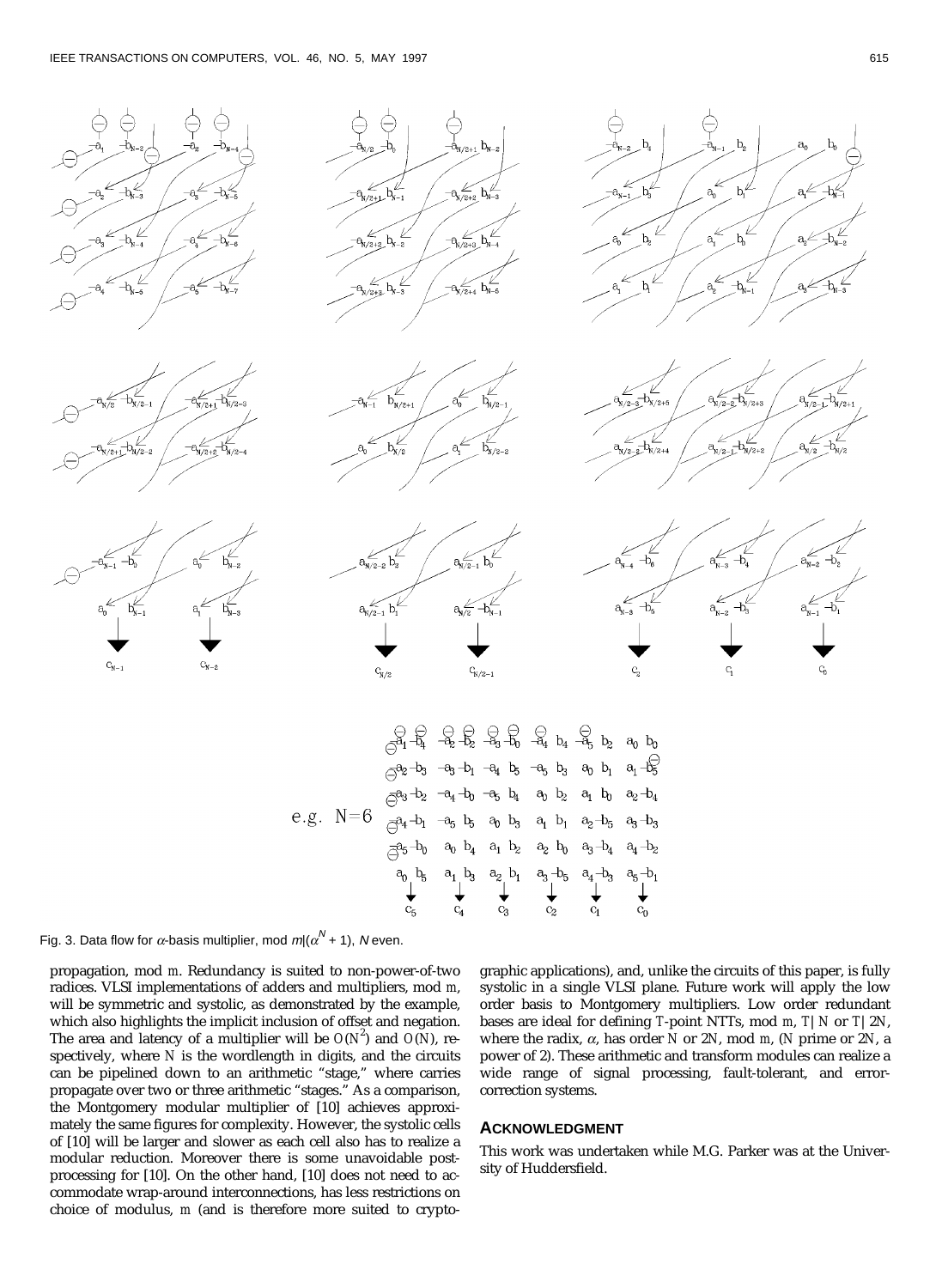Fig. 3. Data flow for $\alpha$-basis multiplier, mod $m|(\alpha^N + 1)$, $N$ even.

propagation, mod $m$. Redundancy is suited to non-power-of-two radices. VLSI implementations of adders and multipliers, mod $m$, will be symmetric and systolic, as demonstrated by the example, which also highlights the implicit inclusion of offset and negation. The area and latency of a multiplier will be $O(N^2)$ and $O(N)$, respectively, where $N$ is the wordlength in digits, and the circuits can be pipelined down to an arithmetic "stage," where carries propagate over two or three arithmetic "stages." As a comparison, the Montgomery modular multiplier of [10] achieves approximately the same figures for complexity. However, the systolic cells of [10] will be larger and slower as each cell also has to realize a modular reduction. Moreover there is some unavoidable post-processing for [10]. On the other hand, [10] does not need to accommodate wrap-around interconnections, has less restrictions on choice of modulus, $m$ (and is therefore more suited to cryptographic applications), and, unlike the circuits of this paper, is fully systolic in a single VLSI plane. Future work will apply the low order basis to Montgomery multipliers. Low order redundant bases are ideal for defining $T$-point NTTs, mod $m$, $T|N$ or $T|2N$, where the radix, $\alpha$, has order $N$ or $2N$, mod $m$, ($N$ prime or $2N$, a power of 2). These arithmetic and transform modules can realize a wide range of signal processing, fault-tolerant, and error-correction systems.

## ACKNOWLEDGMENT

This work was undertaken while M.G. Parker was at the University of Huddersfield.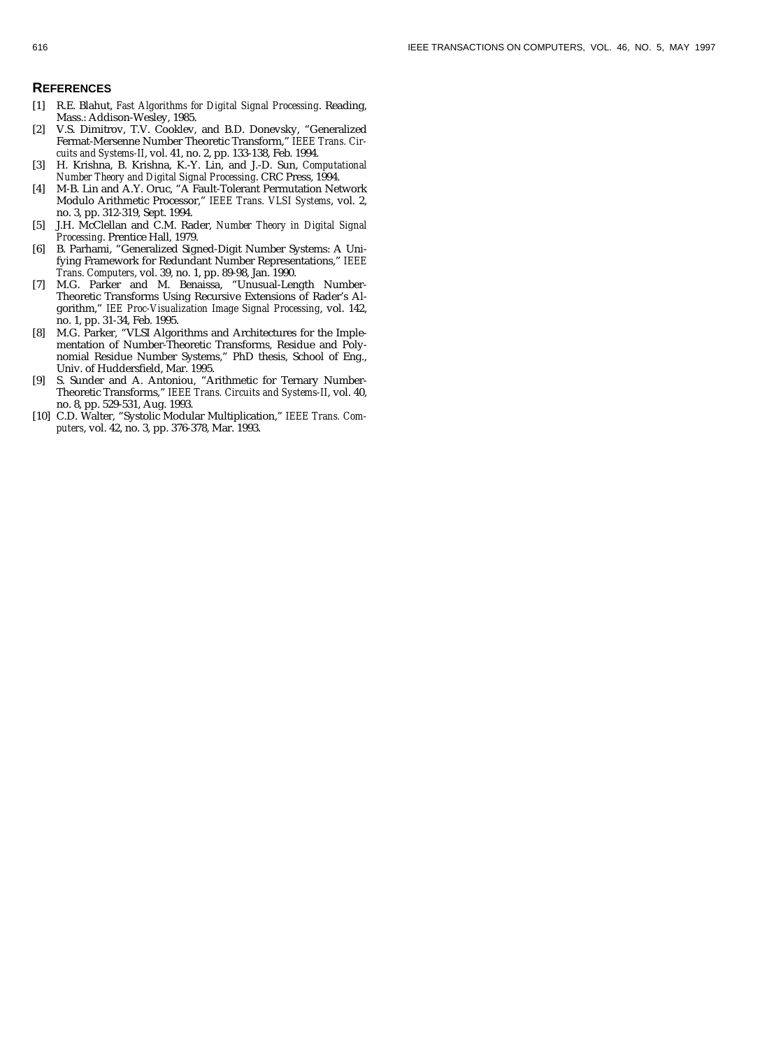## REFERENCES

[1] R.E. Blahut, *Fast Algorithms for Digital Signal Processing*. Reading, Mass.: Addison-Wesley, 1985.

[2] V.S. Dimitrov, T.V. Cooklev, and B.D. Donevsky, "Generalized Fermat-Mersenne Number Theoretic Transform," *IEEE Trans. Circuits and Systems-II*, vol. 41, no. 2, pp. 133-138, Feb. 1994.

[3] H. Krishna, B. Krishna, K.-Y. Lin, and J.-D. Sun, *Computational Number Theory and Digital Signal Processing*. CRC Press, 1994.

[4] M-B. Lin and A.Y. Oruc, "A Fault-Tolerant Permutation Network Modulo Arithmetic Processor," *IEEE Trans. VLSI Systems*, vol. 2, no. 3, pp. 312-319, Sept. 1994.

[5] J.H. McClellan and C.M. Rader, *Number Theory in Digital Signal Processing*. Prentice Hall, 1979.

[6] B. Parhami, "Generalized Signed-Digit Number Systems: A Unifying Framework for Redundant Number Representations," *IEEE Trans. Computers*, vol. 39, no. 1, pp. 89-98, Jan. 1990.

[7] M.G. Parker and M. Benaissa, "Unusual-Length Number-Theoretic Transforms Using Recursive Extensions of Rader's Algorithm," *IEE Proc-Visualization Image Signal Processing*, vol. 142, no. 1, pp. 31-34, Feb. 1995.

[8] M.G. Parker, "VLSI Algorithms and Architectures for the Implementation of Number-Theoretic Transforms, Residue and Polynomial Residue Number Systems," PhD thesis, School of Eng., Univ. of Huddersfield, Mar. 1995.

[9] S. Sunder and A. Antoniou, "Arithmetic for Ternary Number-Theoretic Transforms," *IEEE Trans. Circuits and Systems-II*, vol. 40, no. 8, pp. 529-531, Aug. 1993.

[10] C.D. Walter, "Systolic Modular Multiplication," *IEEE Trans. Computers*, vol. 42, no. 3, pp. 376-378, Mar. 1993.